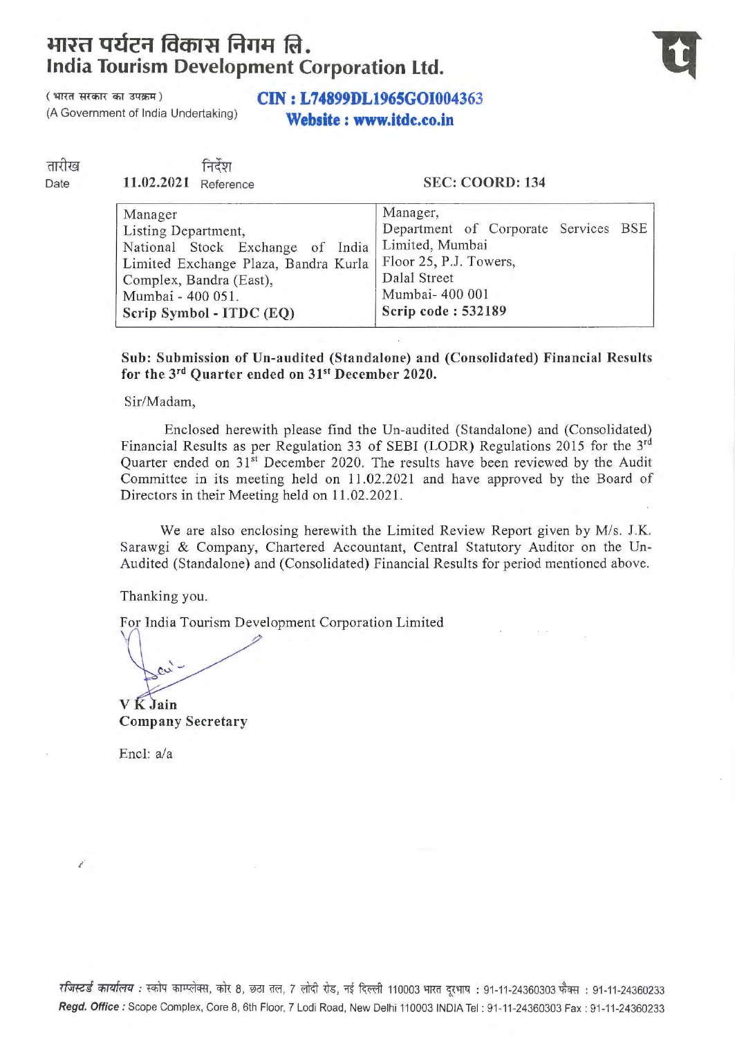# भारत पर्यटन विकास निगम लि.
# India Tourism Development Corporation Ltd.

( भारत सरकार का उपक्रम )
(A Government of India Undertaking)

**CIN : L74899DL1965GOI004363**
**Website : www.itdc.co.in**

तारीख / Date: **11.02.2021** निर्देश / Reference **SEC: COORD: 134**

| Manager Listing Department, National Stock Exchange of India Limited Exchange Plaza, Bandra Kurla Complex, Bandra (East), Mumbai - 400 051. **Scrip Symbol - ITDC (EQ)** | Manager, Department of Corporate Services BSE Limited, Mumbai Floor 25, P.J. Towers, Dalal Street Mumbai- 400 001 **Scrip code : 532189** |
|---|---|

**Sub: Submission of Un-audited (Standalone) and (Consolidated) Financial Results for the 3rd Quarter ended on 31st December 2020.**

Sir/Madam,

Enclosed herewith please find the Un-audited (Standalone) and (Consolidated) Financial Results as per Regulation 33 of SEBI (LODR) Regulations 2015 for the 3rd Quarter ended on 31st December 2020. The results have been reviewed by the Audit Committee in its meeting held on 11.02.2021 and have approved by the Board of Directors in their Meeting held on 11.02.2021.

We are also enclosing herewith the Limited Review Report given by M/s. J.K. Sarawgi & Company, Chartered Accountant, Central Statutory Auditor on the Un-Audited (Standalone) and (Consolidated) Financial Results for period mentioned above.

Thanking you.

For India Tourism Development Corporation Limited

**V K Jain**
**Company Secretary**

Encl: a/a

*रजिस्टर्ड कार्यालय :* स्कोप काम्प्लेक्स, कोर 8, छठा तल, 7 लोदी रोड, नई दिल्ली 110003 भारत दूरभाष : 91-11-24360303 फैक्स : 91-11-24360233
***Regd. Office :*** Scope Complex, Core 8, 6th Floor, 7 Lodi Road, New Delhi 110003 INDIA Tel : 91-11-24360303 Fax : 91-11-24360233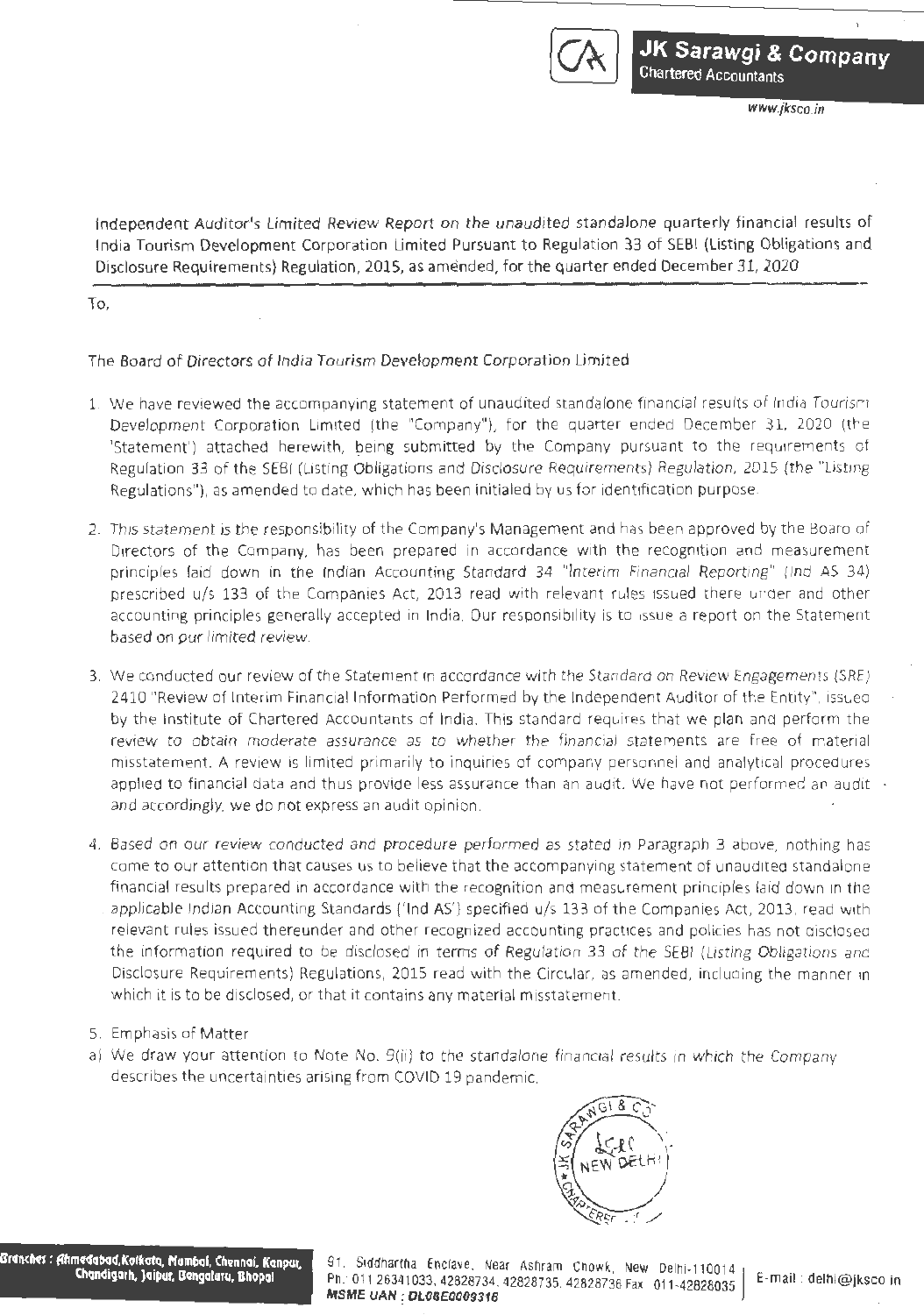Independent Auditor's Limited Review Report on the unaudited standalone quarterly financial results of India Tourism Development Corporation Limited Pursuant to Regulation 33 of SEBI (Listing Obligations and Disclosure Requirements) Regulation, 2015, as amended, for the quarter ended December 31, 2020

To,

The Board of Directors of India Tourism Development Corporation Limited

1. We have reviewed the accompanying statement of unaudited standalone financial results of India Tourism Development Corporation Limited (the "Company"), for the quarter ended December 31, 2020 (the 'Statement') attached herewith, being submitted by the Company pursuant to the requirements of Regulation 33 of the SEBI (Listing Obligations and Disclosure Requirements) Regulation, 2015 (the "Listing Regulations"), as amended to date, which has been initialed by us for identification purpose.

2. This statement is the responsibility of the Company's Management and has been approved by the Board of Directors of the Company, has been prepared in accordance with the recognition and measurement principles laid down in the Indian Accounting Standard 34 "Interim Financial Reporting" (Ind AS 34) prescribed u/s 133 of the Companies Act, 2013 read with relevant rules issued there under and other accounting principles generally accepted in India. Our responsibility is to issue a report on the Statement based on our limited review.

3. We conducted our review of the Statement in accordance with the Standard on Review Engagements (SRE) 2410 "Review of Interim Financial Information Performed by the Independent Auditor of the Entity", issued by the Institute of Chartered Accountants of India. This standard requires that we plan and perform the review to obtain moderate assurance as to whether the financial statements are free of material misstatement. A review is limited primarily to inquiries of company personnel and analytical procedures applied to financial data and thus provide less assurance than an audit. We have not performed an audit and accordingly, we do not express an audit opinion.

4. Based on our review conducted and procedure performed as stated in Paragraph 3 above, nothing has come to our attention that causes us to believe that the accompanying statement of unaudited standalone financial results prepared in accordance with the recognition and measurement principles laid down in the applicable Indian Accounting Standards ('Ind AS') specified u/s 133 of the Companies Act, 2013, read with relevant rules issued thereunder and other recognized accounting practices and policies has not disclosed the information required to be disclosed in terms of Regulation 33 of the SEBI (Listing Obligations and Disclosure Requirements) Regulations, 2015 read with the Circular, as amended, including the manner in which it is to be disclosed, or that it contains any material misstatement.

5. Emphasis of Matter

a) We draw your attention to Note No. 9(ii) to the standalone financial results in which the Company describes the uncertainties arising from COVID 19 pandemic.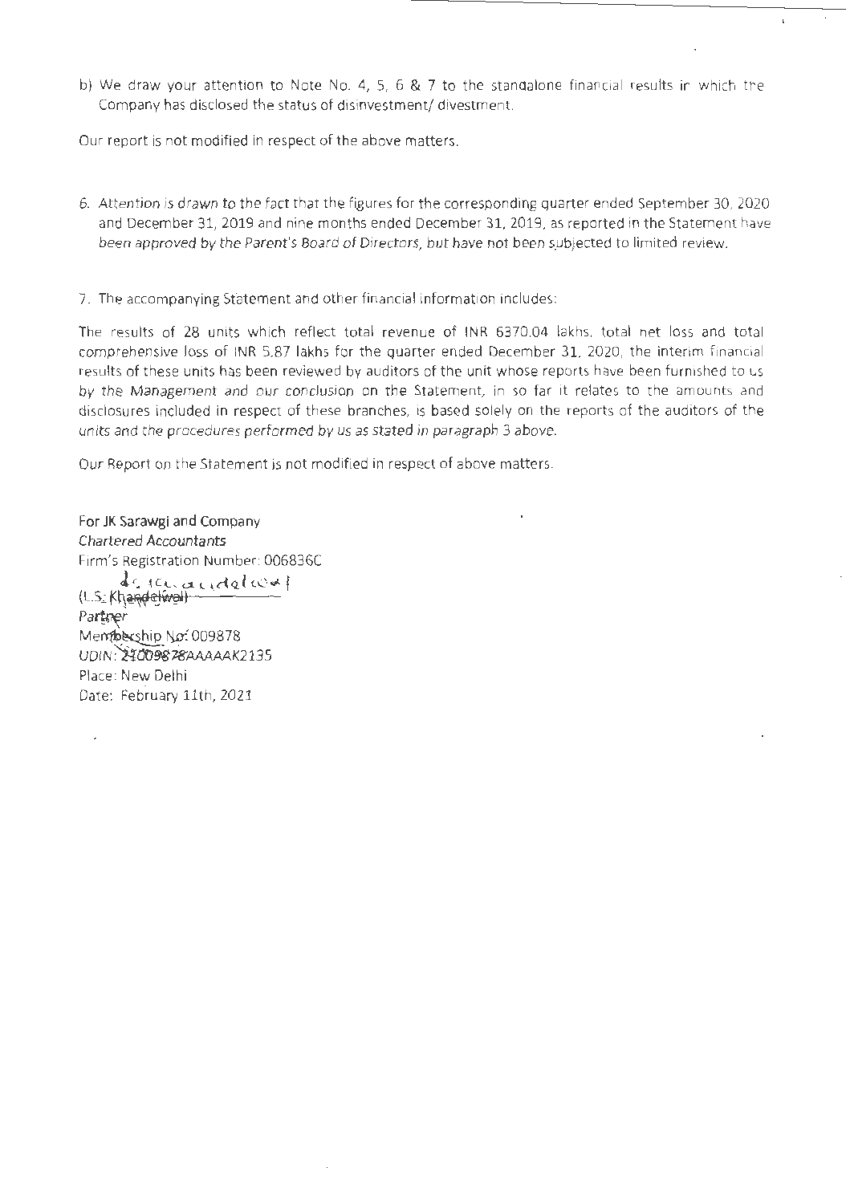b) We draw your attention to Note No. 4, 5, 6 & 7 to the standalone financial results in which the Company has disclosed the status of disinvestment/ divestment.

Our report is not modified in respect of the above matters.

6. Attention is drawn to the fact that the figures for the corresponding quarter ended September 30, 2020 and December 31, 2019 and nine months ended December 31, 2019, as reported in the Statement have been approved by the Parent's Board of Directors, but have not been subjected to limited review.

7. The accompanying Statement and other financial information includes:

The results of 28 units which reflect total revenue of INR 6370.04 lakhs, total net loss and total comprehensive loss of INR 5.87 lakhs for the quarter ended December 31, 2020, the interim financial results of these units has been reviewed by auditors of the unit whose reports have been furnished to us by the Management and our conclusion on the Statement, in so far it relates to the amounts and disclosures included in respect of these branches, is based solely on the reports of the auditors of the units and the procedures performed by us as stated in paragraph 3 above.

Our Report on the Statement is not modified in respect of above matters.

For JK Sarawgi and Company
Chartered Accountants
Firm's Registration Number: 006836C

(L.S. Khandelwal)
Partner
Membership No: 009878
UDIN: 21009878AAAAAK2135
Place: New Delhi
Date: February 11th, 2021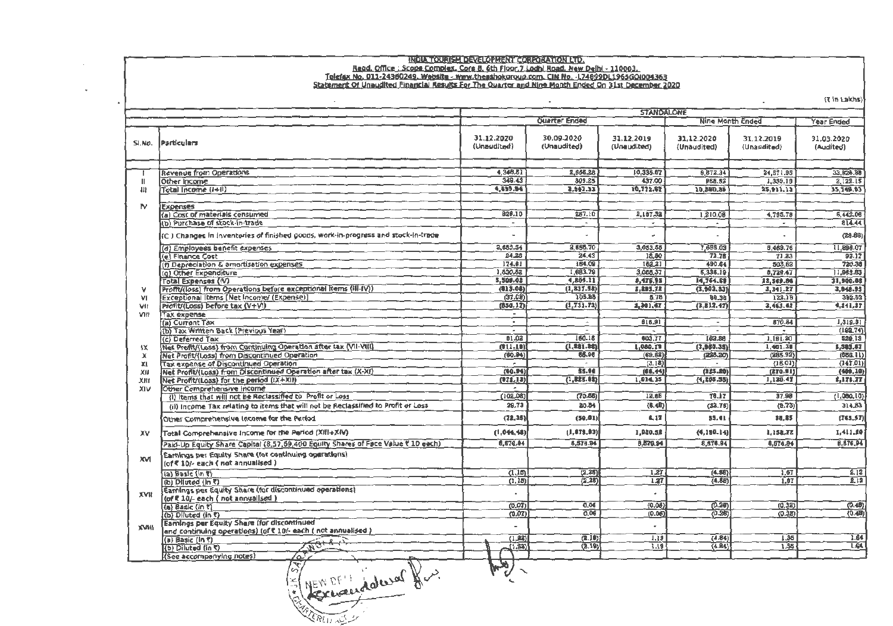**INDIA TOURISM DEVELOPMENT CORPORATION LTD.**

**Regd. Office : Scope Complex, Core 8, 6th Floor,7 Lodhi Road, New Delhi - 110003.**

**Telefax No. 011-24360249, Website - www.theashokgroup.com, CIN No. -L74899DL1965GOI004363**

**Statement Of Unaudited Financial Results For The Quarter and Nine Month Ended On 31st December 2020**

(₹ In Lakhs)

| Sl.No. | Particulars | STANDALONE | | | | | |
|---|---|---|---|---|---|---|---|
| | | Quarter Ended | | | Nine Month Ended | | Year Ended |
| | | 31.12.2020 (Unaudited) | 30.09.2020 (Unaudited) | 31.12.2019 (Unaudited) | 31.12.2020 (Unaudited) | 31.12.2019 (Unaudited) | 31.03.2020 (Audited) |
| I | Revenue from Operations | 4,346.81 | 2,658.28 | 10,335.67 | 8,872.34 | 24,571.95 | 33,826.98 |
| II | Other Income | 349.43 | 303.25 | 437.00 | 968.82 | 1,339.18 | 2,122.15 |
| III | Total Income (I+II) | 4,695.94 | 2,961.53 | 10,772.67 | 10,840.36 | 25,911.13 | 35,949.13 |
| IV | Expenses | | | | | | |
| | (a) Cost of materials consumed | 839.10 | 287.10 | 2,187.32 | 1,210.08 | 4,795.78 | 6,442.06 |
| | (b) Purchase of stock-in-trade | - | - | - | - | - | 814.44 |
| | (C ) Changes in inventories of finished goods, work-in-progress and stock-in-trade | - | - | - | - | - | (28.88) |
| | (d) Employees benefit expenses | 2,683.54 | 2,656.70 | 3,053.65 | 7,659.03 | 8,469.76 | 11,898.07 |
| | (e) Finance Cost | 24.28 | 24.43 | 18.80 | 72.78 | 71.83 | 93.17 |
| | (f) Depreciation & amortisation expenses | 174.81 | 164.09 | 162.21 | 490.64 | 503.62 | 720.36 |
| | (g) Other Expenditure | 1,830.82 | 1,683.79 | 3,058.37 | 5,336.19 | 8,729.47 | 11,963.83 |
| | Total Expenses (IV) | 5,509.02 | 4,804.11 | 8,479.95 | 14,764.69 | 22,569.86 | 31,900.88 |
| V | Profit/(loss) from Operations before exceptional items (III-IV) | (813.08) | (1,837.58) | 2,293.72 | (3,903.83) | 3,341.27 | 3,848.95 |
| VI | Exceptional Items [Net Income/ (Expense)] | (37.09) | 105.85 | 8.75 | 90.36 | 122.15 | 392.52 |
| VII | Profit/(Loss) before tax (V+VI) | (850.17) | (1,731.73) | 2,301.47 | (3,812.47) | 3,463.42 | 4,241.37 |
| VIII | Tax expense | - | | | | | |
| | (a) Current Tax | - | - | 816.91 | - | 870.84 | 1,318.31 |
| | (b) Tax Written Back (Previous Year) | - | - | - | - | - | (168.74) |
| | (c) Deferred Tax | 61.02 | 160.18 | 603.77 | 182.88 | 1,181.20 | 526.13 |
| IX | Net Profit/(Loss) from Continuing Operation after tax (VII-VIII) | (911.19) | (1,891.90) | 1,080.79 | (3,995.35) | 1,401.38 | 2,565.67 |
| X | Net Profit/(Loss) from Discontinued Operation | (60.94) | 66.06 | (69.62) | (225.20) | (285.92) | (653.11) |
| XI | Tax expense of Discontinued Operation | - | - | (3.18) | - | (16.01) | (147.01) |
| XII | Net Profit/(Loss) from Discontinued Operation after tax (X-XI) | (60.94) | 66.06 | (66.44) | (225.20) | (270.91) | (406.10) |
| XIII | Net Profit/(Loss) for the period (IX+XII) | (972.13) | (1,825.84) | 1,014.35 | (4,205.55) | 1,130.47 | 2,175.77 |
| XIV | Other Comprehensive Income | - | | | | | |
| | (i) Items that will not be Reclassified to Profit or Loss | (102.08) | (70.86) | 12.65 | 76.17 | 37.98 | (1,080.10) |
| | (ii) Income Tax relating to items that will not be Reclassified to Profit or Loss | 29.73 | 20.84 | (8.48) | (22.76) | (9.73) | 314.83 |
| | Other Comprehensive Income for the Period | (72.35) | (50.01) | 6.17 | 55.41 | 28.25 | (765.27) |
| XV | Total Comprehensive Income for the Period (XIII+XIV) | (1,044.48) | (1,875.85) | 1,020.52 | (4,150.14) | 1,158.72 | 1,411.50 |
| | Paid-Up Equity Share Capital (8,57,69,400 Equity Shares of Face Value ₹ 10 each) | 8,576.94 | 8,576.94 | 8,576.94 | 8,576.94 | 8,576.94 | 8,576.94 |
| XVI | Earnings per Equity Share (for continuing operations) (of ₹ 10/- each ( not annualised ) | | | | | | |
| | (a) Basic (in ₹) | (1.15) | (2.26) | 1.27 | (4.88) | 1.67 | 2.12 |
| | (b) Diluted (in ₹) | (1.15) | (2.26) | 1.27 | (4.88) | 1.67 | 2.12 |
| XVII | Earnings per Equity Share (for discontinued operations) (of ₹ 10/- each ( not annualised ) | - | | - | | | |
| | (a) Basic (in ₹) | (0.07) | 0.06 | (0.08) | (0.26) | (0.32) | (0.48) |
| | (b) Diluted (in ₹) | (0.07) | 0.06 | (0.08) | (0.26) | (0.32) | (0.48) |
| XVIII | Earnings per Equity Share (for discontinued and continuing operations) (of ₹ 10/- each ( not annualised ) | - | | - | | | |
| | (a) Basic (in ₹) | (1.22) | (2.19) | 1.19 | (4.84) | 1.35 | 1.64 |
| | (b) Diluted (in ₹) | (1.22) | (2.19) | 1.19 | (4.84) | 1.35 | 1.64 |
| | (See accompanying notes) | | | | | | |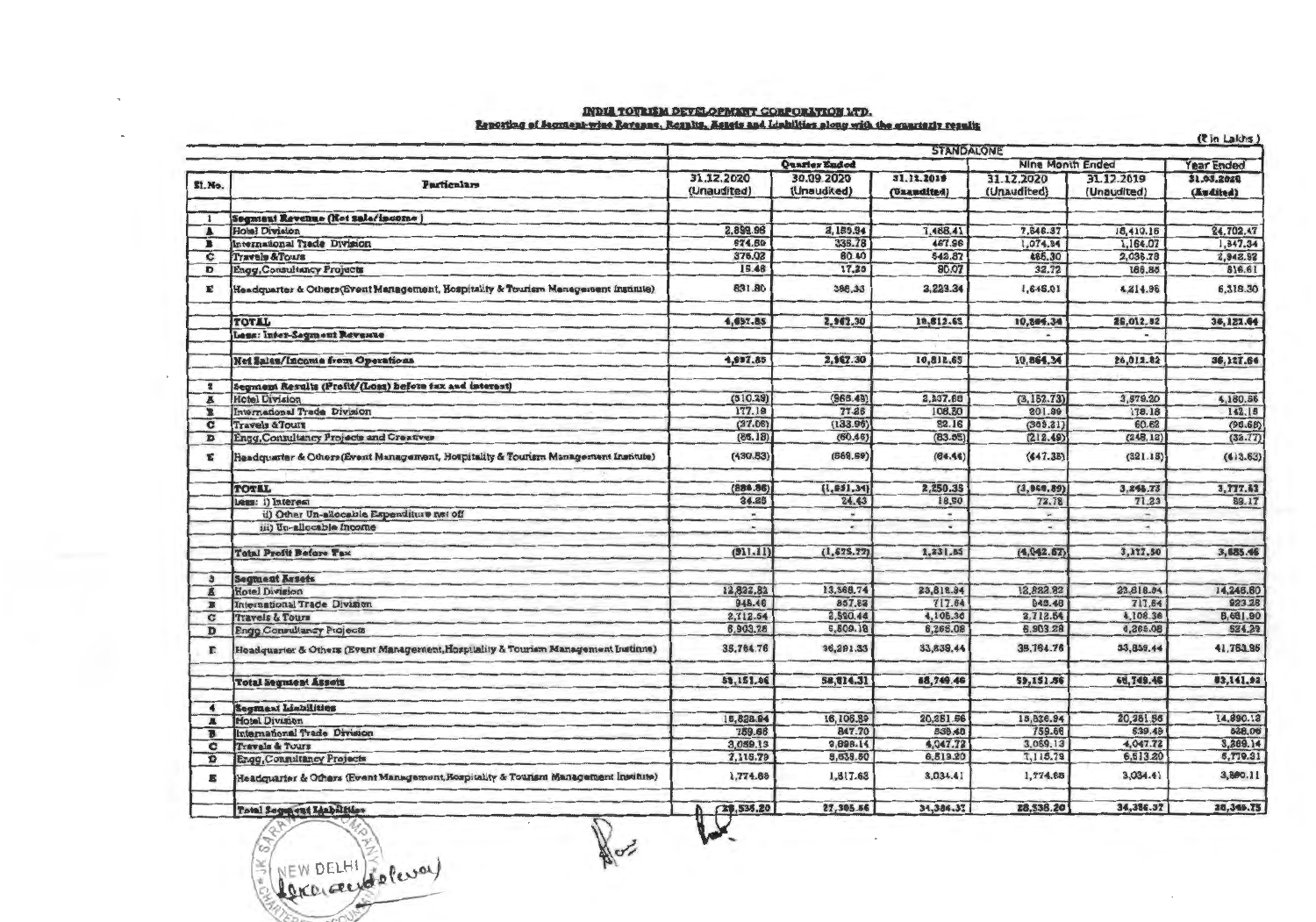## INDIA TOURISM DEVELOPMENT CORPORATION LTD.

**Reporting of Segment-wise Revenue, Results, Assets and Liabilities along with the quarterly results**

(₹ in Lakhs)

| Sl. No. | Particulars | STANDALONE | | | | | |
|---|---|---|---|---|---|---|---|
| | | Quarter Ended | | | Nine Month Ended | | Year Ended |
| | | 31.12.2020 (Unaudited) | 30.09.2020 (Unaudited) | 31.12.2019 (Unaudited) | 31.12.2020 (Unaudited) | 31.12.2019 (Unaudited) | 31.03.2020 (Audited) |
| 1 | **Segment Revenue (Net sale/income)** | | | | | | |
| A | Hotel Division | 2,899.98 | 2,159.94 | 7,468.41 | 7,546.37 | 18,410.16 | 24,702.47 |
| B | International Trade Division | 574.69 | 335.78 | 467.96 | 1,074.34 | 1,164.07 | 1,347.34 |
| C | Travels &Tours | 376.02 | 80.40 | 542.87 | 485.30 | 2,035.78 | 2,942.52 |
| D | Engg.Consultancy Projects | 15.46 | 17.20 | 80.07 | 32.72 | 186.85 | 816.61 |
| E | Headquarter & Others(Event Management, Hospitality & Tourism Management Institute) | 831.80 | 398.33 | 2,223.34 | 1,645.01 | 4,214.96 | 6,318.30 |
| | **TOTAL** | 4,697.85 | 2,992.30 | 10,812.65 | 10,864.34 | 26,012.82 | 36,127.64 |
| | **Less: Inter-Segment Revenue** | - | - | - | - | - | - |
| | **Net Sales/Income from Operations** | 4,697.85 | 2,992.30 | 10,812.65 | 10,864.34 | 26,012.82 | 36,127.64 |
| 2 | **Segment Results (Profit/(Loss) before tax and interest)** | | | | | | |
| A | Hotel Division | (510.29) | (868.49) | 2,237.66 | (3,152.73) | 3,579.20 | 4,180.56 |
| B | International Trade Division | 177.19 | 77.26 | 108.30 | 201.99 | 178.18 | 142.15 |
| C | Travels &Tours | (37.06) | (133.96) | 22.16 | (363.21) | 60.62 | (96.65) |
| D | Engg.Consultancy Projects and Creatives | (85.18) | (60.46) | (83.05) | (212.49) | (248.12) | (35.77) |
| E | Headquarter & Others(Event Management, Hospitality & Tourism Management Institute) | (430.53) | (666.69) | (64.44) | (447.35) | (321.15) | (413.63) |
| | **TOTAL** | (886.86) | (1,651.34) | 2,250.35 | (3,969.89) | 3,248.73 | 3,777.62 |
| | Less: i) Interest | 24.25 | 24.43 | 18.50 | 72.78 | 71.23 | 92.17 |
| | ii) Other Un-allocable Expenditure net off | - | - | - | - | - | - |
| | iii) Un-allocable Income | - | - | - | - | - | - |
| | **Total Profit Before Tax** | (911.11) | (1,675.77) | 2,231.85 | (4,042.67) | 3,177.50 | 3,685.46 |
| 3 | **Segment Assets** | | | | | | |
| A | Hotel Division | 12,822.82 | 13,566.74 | 23,818.94 | 12,822.82 | 23,818.94 | 14,246.80 |
| B | International Trade Division | 948.46 | 857.62 | 717.64 | 948.46 | 717.64 | 923.28 |
| C | Travels & Tours | 2,712.54 | 2,590.44 | 4,108.36 | 2,712.54 | 4,108.36 | 5,681.90 |
| D | Engg.Consultancy Projects | 6,903.28 | 5,509.18 | 6,265.08 | 6,903.28 | 6,265.08 | 524.29 |
| E | Headquarter & Others (Event Management,Hospitality & Tourism Management Institute) | 35,764.76 | 36,291.33 | 33,839.44 | 35,764.76 | 33,839.44 | 41,753.95 |
| | **Total Segment Assets** | 59,151.86 | 58,814.31 | 68,749.46 | 59,151.86 | 68,749.46 | 63,141.92 |
| 4 | **Segment Liabilities** | | | | | | |
| A | Hotel Division | 15,826.94 | 16,106.89 | 20,281.56 | 15,826.94 | 20,281.56 | 14,890.13 |
| B | International Trade Division | 759.66 | 847.70 | 539.49 | 759.66 | 539.49 | 528.06 |
| C | Travels & Tours | 3,059.13 | 2,898.14 | 4,047.72 | 3,059.13 | 4,047.72 | 3,269.14 |
| D | Engg.Consultancy Projects | 7,115.79 | 6,639.60 | 6,513.20 | 7,115.79 | 6,513.20 | 6,779.31 |
| E | Headquarter & Others (Event Management,Hospitality & Tourism Management Institute) | 1,774.68 | 1,817.63 | 3,034.41 | 1,774.68 | 3,034.41 | 3,880.11 |
| | **Total Segment Liabilities** | 28,536.20 | 27,309.56 | 34,386.37 | 28,536.20 | 34,386.37 | 30,346.75 |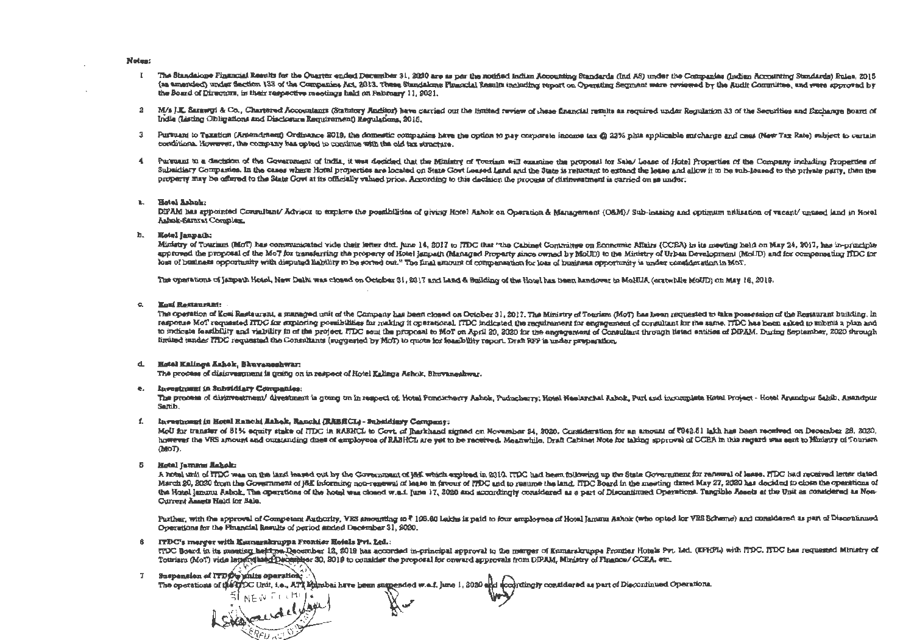**Notes:**

1. The Standalone Financial Results for the Quarter ended December 31, 2020 are as per the notified Indian Accounting Standards (Ind AS) under the Companies (Indian Accounting Standards) Rules, 2015 (as amended) under Section 133 of the Companies Act, 2013. These Standalone Financial Results including report on Operating Segment were reviewed by the Audit Committee, and were approved by the Board of Directors, in their respective meetings held on February 11, 2021.

2. M/s J.K. Sarawgi & Co., Chartered Accountants (Statutory Auditor) have carried out the limited review of these financial results as required under Regulation 33 of the Securities and Exchange Board of India (Listing Obligations and Disclosure Requirement) Regulations, 2015.

3. Pursuant to Taxation (Amendment) Ordinance 2019, the domestic companies have the option to pay corporate income tax @ 22% plus applicable surcharge and cess (New Tax Rate) subject to certain conditions. However, the company has opted to continue with the old tax structure.

4. Pursuant to a decision of the Government of India, it was decided that the Ministry of Tourism will examine the proposal for Sale/ Lease of Hotel Properties of the Company including Properties of Subsidiary Companies. In the cases where Hotel properties are located on State Govt Leased Land and the State is reluctant to extend the lease and allow it to be sub-leased to the private party, then the property may be offered to the State Govt at its officially valued price. According to this decision the process of disinvestment is carried on as under:

a. **Hotel Ashok:**
DIPAM has appointed Consultant/ Advisor to explore the possibilities of giving Hotel Ashok on Operation & Management (O&M)/ Sub-leasing and optimum utilisation of vacant/ unused land in Hotel Ashok-Samrat Complex.

b. **Hotel Janpath:**
Ministry of Tourism (MoT) has communicated vide their letter dtd. June 14, 2017 to ITDC that "The Cabinet Committee on Economic Affairs (CCEA) in its meeting held on May 24, 2017, has in-principle approved the proposal of the MoT for transferring the property of Hotel Janpath (Managed Property since owned by MoUD) to the Ministry of Urban Development (MoUD) and for compensating ITDC for loss of business opportunity with disputed liability to be sorted out." The final amount of compensation for loss of business opportunity is under consideration in MoT.

The operations of Janpath Hotel, New Delhi was closed on October 31, 2017 and Land & Building of the Hotel has been handover to MoHUA (erstwhile MoUD) on May 16, 2018.

c. **Kosi Restaurant:**
The operation of Kosi Restaurant, a managed unit of the Company has been closed on October 31, 2017. The Ministry of Tourism (MoT) has been requested to take possession of the Restaurant building. In response MoT requested ITDC for exploring possibilities for making it operational. ITDC indicated the requirement for engagement of consultant for the same. ITDC has been asked to submit a plan and to indicate feasibility and viability in of the project. ITDC sent the proposal to MoT on April 20, 2020 for the engagement of Consultant through listed entities of DIPAM. During September, 2020 through limited tender ITDC requested the Consultants (suggested by MoT) to quote for feasibility report. Draft RFP is under preparation.

d. **Hotel Kalinga Ashok, Bhubaneshwar:**
The process of disinvestment is going on in respect of Hotel Kalinga Ashok, Bhubaneshwar.

e. **Investment in Subsidiary Companies:**
The process of disinvestment/ divestment is going on in respect of: Hotel Pondicherry Ashok, Puducherry; Hotel Neelanchal Ashok, Puri and incomplete Hotel Project - Hotel Anandpur Sahib, Anandpur Sahib.

f. **Investment in Hotel Ranchi Ashok, Ranchi (RAHCL) - Subsidiary Company:**
MoU for transfer of 51% equity stake of ITDC in RAHCL to Govt. of Jharkhand signed on November 24, 2020. Consideration for an amount of ₹942.81 lakh has been received on December 28, 2020, however the VRS amount and outstanding dues of employees of RAHCL are yet to be received. Meanwhile, Draft Cabinet Note for taking approval of CCEA in this regard was sent to Ministry of Tourism (MoT).

5. **Hotel Jammu Ashok:**
A hotel unit of ITDC was on the land leased out by the Government of J&K which expired in 2010. ITDC had been following up the State Government for renewal of lease. ITDC had received letter dated March 20, 2020 from the Government of J&K informing non-renewal of lease in favour of ITDC and to resume the land. ITDC Board in the meeting dated May 27, 2020 has decided to close the operations of the Hotel Jammu Ashok. The operations of the hotel was closed w.e.f. June 17, 2020 and accordingly considered as a part of Discontinued Operations. Tangible Assets at the Unit as considered as Non-Current Assets Held for Sale.

Further, with the approval of Competent Authority, VRS amounting to ₹ 105.60 Lakhs is paid to four employees of Hotel Jammu Ashok (who opted for VRS Scheme) and considered as part of Discontinued Operations for the Financial Results of period ended December 31, 2020.

6. **ITDC's merger with Kumarakruppa Frontier Hotels Pvt. Ltd.:**
ITDC Board in its meeting held on December 12, 2019 has accorded in-principal approval to the merger of Kumarakruppa Frontier Hotels Pvt. Ltd. (KFHPL) with ITDC. ITDC has requested Ministry of Tourism (MoT) vide letter dated December 30, 2019 to consider the proposal for onward approvals from DIPAM, Ministry of Finance/ CCEA, etc.

7. **Suspension of ITDC's units operation:**
The operations of the ITDC Unit, i.e., ATT Mumbai have been suspended w.e.f. June 1, 2020 and accordingly considered as part of Discontinued Operations.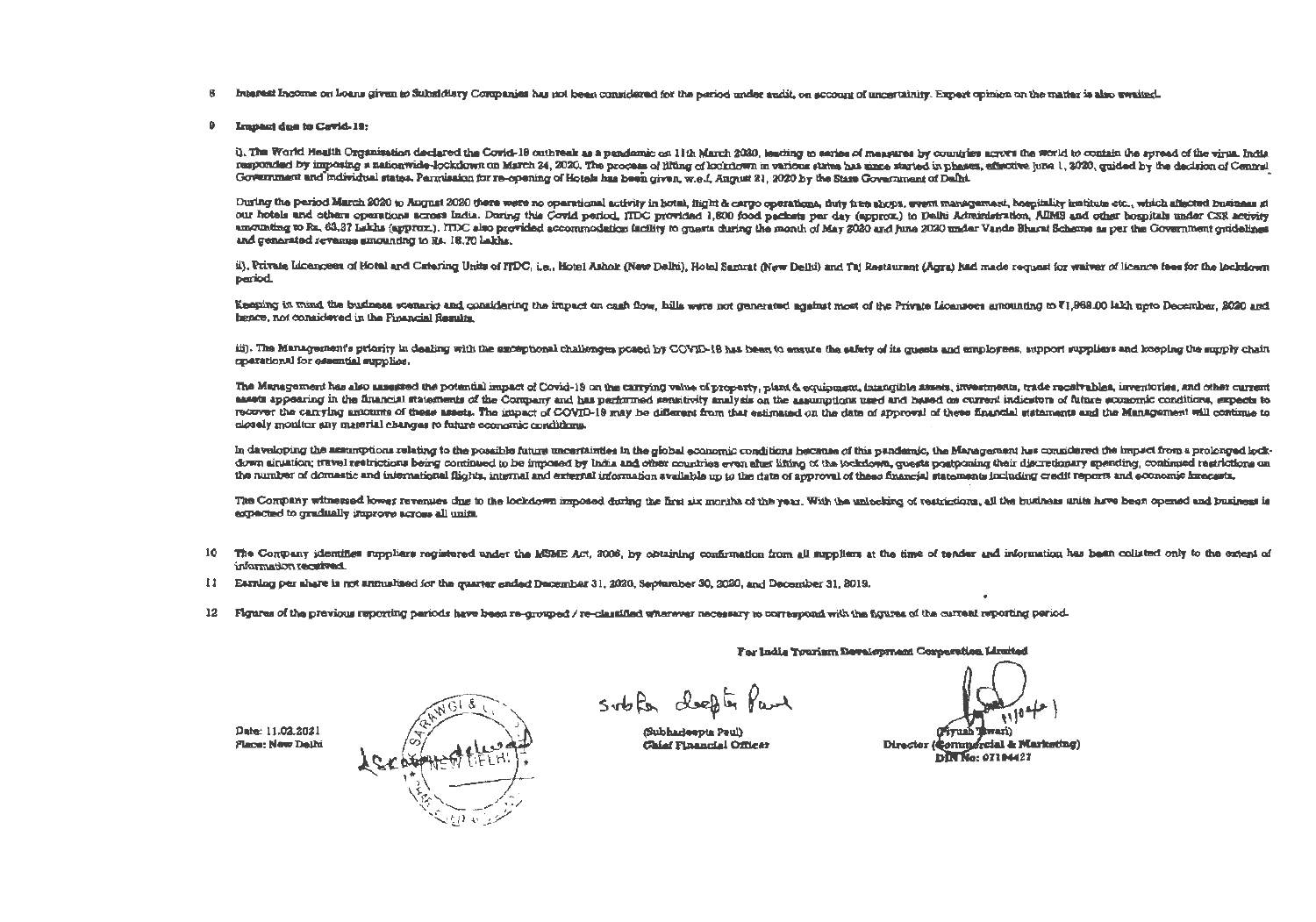8 Interest Income on Loans given to Subsidiary Companies has not been considered for the period under audit, on account of uncertainity. Expert opinion on the matter is also awaited.

9 **Impact due to Covid-19:**

i). The World Health Organisation declared the Covid-19 outbreak as a pandemic on 11th March 2020, leading to series of measures by countries across the world to contain the spread of the virus. India responded by imposing a nationwide-lockdown on March 24, 2020. The process of lifting of lockdown in various states has since started in phases, effective June 1, 2020, guided by the decision of Central Government and individual states. Permission for re-opening of Hotels has been given, w.e.f. August 21, 2020 by the State Government of Delhi.

During the period March 2020 to August 2020 there were no operational activity in hotel, flight & cargo operations, duty free shops, event management, hospitality institute etc., which affected business at our hotels and others operations across India. During this Covid period, ITDC provided 1,600 food packets per day (approx.) to Delhi Administration, AIIMS and other hospitals under CSR activity amounting to Rs. 63.37 Lakhs (approx.). ITDC also provided accommodation facility to guests during the month of May 2020 and June 2020 under Vande Bharat Scheme as per the Government guidelines and generated revenue amounting to Rs. 18.70 Lakhs.

ii). Private Licencees of Hotel and Catering Units of ITDC, i.e., Hotel Ashok (New Delhi), Hotel Samrat (New Delhi) and Taj Restaurant (Agra) had made request for waiver of licence fees for the lockdown period.

Keeping in mind the business scenario and considering the impact on cash flow, bills were not generated against most of the Private Licensees amounting to ₹1,968.00 lakh upto December, 2020 and hence, not considered in the Financial Results.

iii). The Management's priority in dealing with the exceptional challenges posed by COVID-19 has been to ensure the safety of its guests and employees, support suppliers and keeping the supply chain operational for essential supplies.

The Management has also assessed the potential impact of Covid-19 on the carrying value of property, plant & equipment, intangible assets, investments, trade receivables, inventories, and other current assets appearing in the financial statements of the Company and has performed sensitivity analysis on the assumptions used and based on current indicators of future economic conditions, expects to recover the carrying amounts of these assets. The impact of COVID-19 may be different from that estimated on the date of approval of these financial statements and the Management will continue to closely monitor any material changes to future economic conditions.

In developing the assumptions relating to the possible future uncertainties in the global economic conditions because of this pandemic, the Management has considered the impact from a prolonged lock-down situation; travel restrictions being continued to be imposed by India and other countries even after lifting of the lockdown, guests postponing their discretionary spending, continued restrictions on the number of domestic and international flights, internal and external information available up to the date of approval of these financial statements including credit reports and economic forecasts.

The Company witnessed lower revenues due to the lockdown imposed during the first six months of the year. With the unlocking of restrictions, all the business units have been opened and business is expected to gradually improve across all units.

10 The Company identifies suppliers registered under the MSME Act, 2006, by obtaining confirmation from all suppliers at the time of tender and information has been collated only to the extent of information received.

11 Earning per share is not annualised for the quarter ended December 31, 2020, September 30, 2020, and December 31, 2019.

12 Figures of the previous reporting periods have been re-grouped / re-classified wherever necessary to correspond with the figures of the current reporting period.

**For India Tourism Development Corporation Limited**

Date: 11.02.2021
Place: New Delhi

(Subhadeepta Paul)
**Chief Financial Officer**

(Piyush Tiwari)
**Director (Commercial & Marketing)**
**DIN No: 07184427**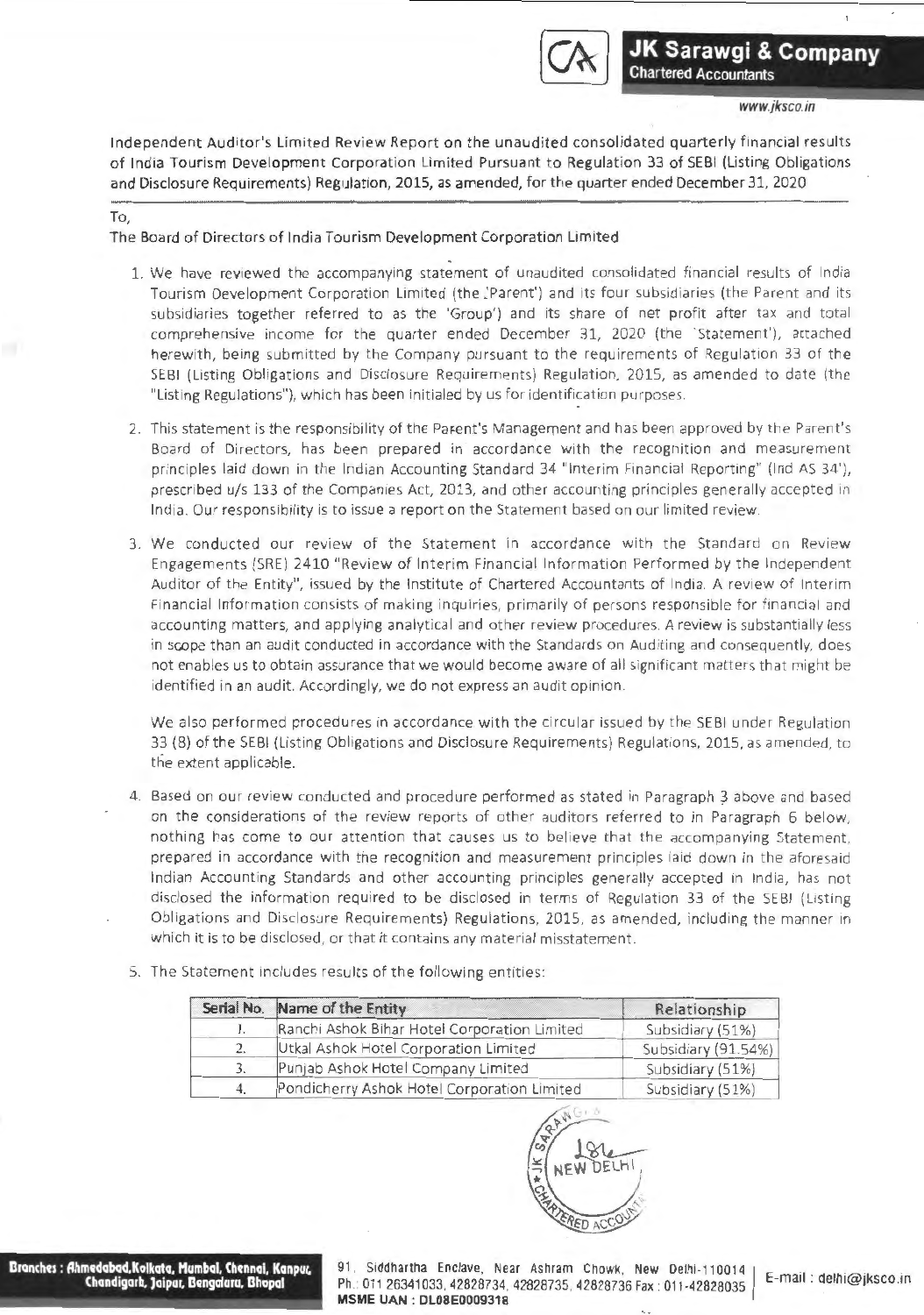**JK Sarawgi & Company**
Chartered Accountants

www.jksco.in

Independent Auditor's Limited Review Report on the unaudited consolidated quarterly financial results of India Tourism Development Corporation Limited Pursuant to Regulation 33 of SEBI (Listing Obligations and Disclosure Requirements) Regulation, 2015, as amended, for the quarter ended December 31, 2020

To,

The Board of Directors of India Tourism Development Corporation Limited

1. We have reviewed the accompanying statement of unaudited consolidated financial results of India Tourism Development Corporation Limited (the 'Parent') and its four subsidiaries (the Parent and its subsidiaries together referred to as the 'Group') and its share of net profit after tax and total comprehensive income for the quarter ended December 31, 2020 (the 'Statement'), attached herewith, being submitted by the Company pursuant to the requirements of Regulation 33 of the SEBI (Listing Obligations and Disclosure Requirements) Regulation, 2015, as amended to date (the "Listing Regulations"), which has been initialed by us for identification purposes.

2. This statement is the responsibility of the Parent's Management and has been approved by the Parent's Board of Directors, has been prepared in accordance with the recognition and measurement principles laid down in the Indian Accounting Standard 34 "Interim Financial Reporting" (Ind AS 34'), prescribed u/s 133 of the Companies Act, 2013, and other accounting principles generally accepted in India. Our responsibility is to issue a report on the Statement based on our limited review.

3. We conducted our review of the Statement in accordance with the Standard on Review Engagements (SRE) 2410 "Review of Interim Financial Information Performed by the Independent Auditor of the Entity", issued by the Institute of Chartered Accountants of India. A review of Interim Financial Information consists of making inquiries, primarily of persons responsible for financial and accounting matters, and applying analytical and other review procedures. A review is substantially less in scope than an audit conducted in accordance with the Standards on Auditing and consequently, does not enables us to obtain assurance that we would become aware of all significant matters that might be identified in an audit. Accordingly, we do not express an audit opinion.

   We also performed procedures in accordance with the circular issued by the SEBI under Regulation 33 (8) of the SEBI (Listing Obligations and Disclosure Requirements) Regulations, 2015, as amended, to the extent applicable.

4. Based on our review conducted and procedure performed as stated in Paragraph 3 above and based on the considerations of the review reports of other auditors referred to in Paragraph 6 below, nothing has come to our attention that causes us to believe that the accompanying Statement, prepared in accordance with the recognition and measurement principles laid down in the aforesaid Indian Accounting Standards and other accounting principles generally accepted in India, has not disclosed the information required to be disclosed in terms of Regulation 33 of the SEBI (Listing Obligations and Disclosure Requirements) Regulations, 2015, as amended, including the manner in which it is to be disclosed, or that it contains any material misstatement.

5. The Statement includes results of the following entities:

| Serial No. | Name of the Entity | Relationship |
|---|---|---|
| 1. | Ranchi Ashok Bihar Hotel Corporation Limited | Subsidiary (51%) |
| 2. | Utkal Ashok Hotel Corporation Limited | Subsidiary (91.54%) |
| 3. | Punjab Ashok Hotel Company Limited | Subsidiary (51%) |
| 4. | Pondicherry Ashok Hotel Corporation Limited | Subsidiary (51%) |

Branches : Ahmedabad, Kolkata, Mumbai, Chennai, Kanpur, Chandigarh, Jaipur, Bengaluru, Bhopal

91, Siddhartha Enclave, Near Ashram Chowk, New Delhi-110014
Ph.: 011 26341033, 42828734, 42828735, 42828736 Fax : 011-42828035
MSME UAN : DL08E0009318
E-mail : delhi@jksco.in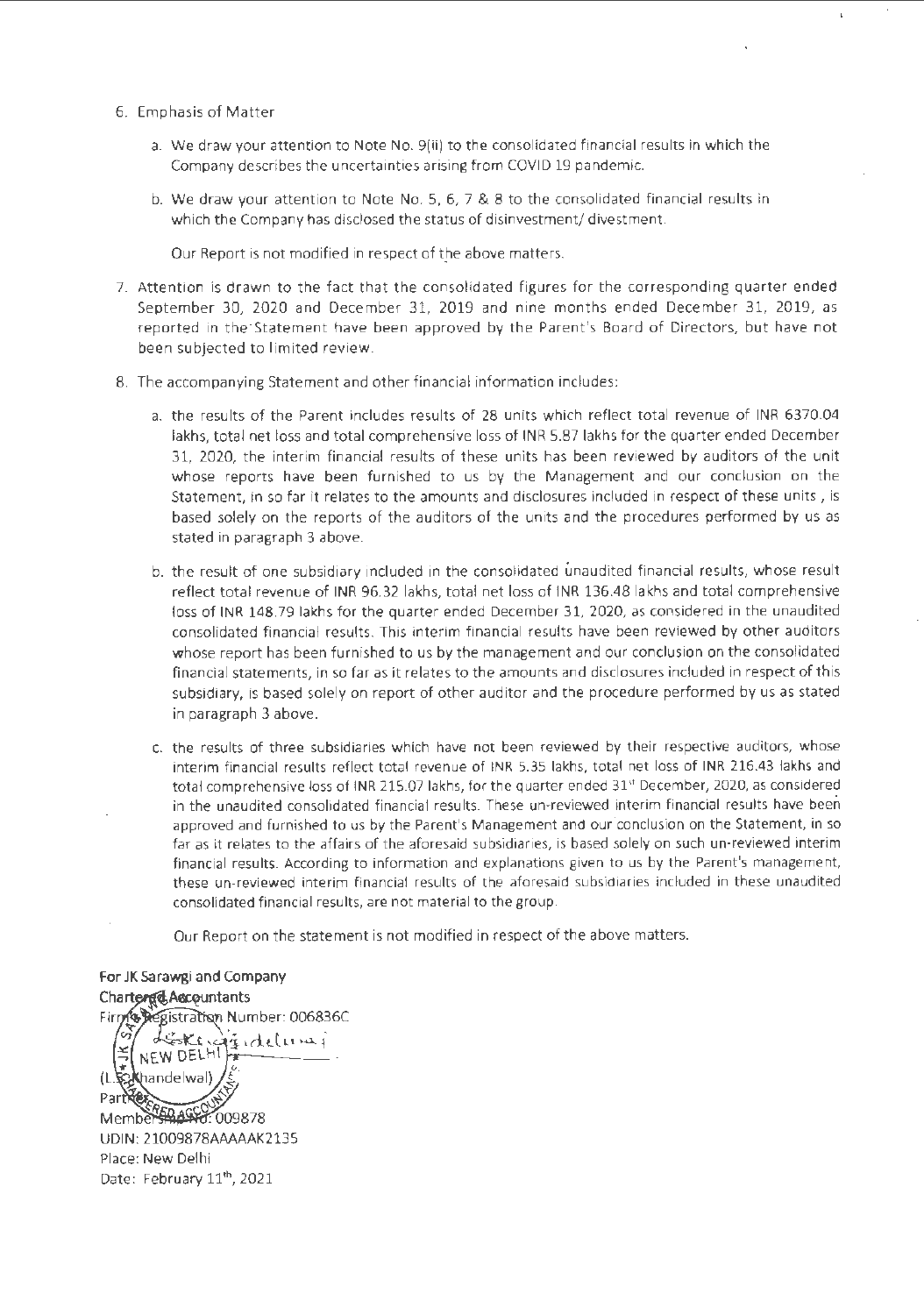6. Emphasis of Matter

   a. We draw your attention to Note No. 9(ii) to the consolidated financial results in which the Company describes the uncertainties arising from COVID 19 pandemic.

   b. We draw your attention to Note No. 5, 6, 7 & 8 to the consolidated financial results in which the Company has disclosed the status of disinvestment/ divestment.

   Our Report is not modified in respect of the above matters.

7. Attention is drawn to the fact that the consolidated figures for the corresponding quarter ended September 30, 2020 and December 31, 2019 and nine months ended December 31, 2019, as reported in the Statement have been approved by the Parent's Board of Directors, but have not been subjected to limited review.

8. The accompanying Statement and other financial information includes:

   a. the results of the Parent includes results of 28 units which reflect total revenue of INR 6370.04 lakhs, total net loss and total comprehensive loss of INR 5.87 lakhs for the quarter ended December 31, 2020, the interim financial results of these units has been reviewed by auditors of the unit whose reports have been furnished to us by the Management and our conclusion on the Statement, in so far it relates to the amounts and disclosures included in respect of these units , is based solely on the reports of the auditors of the units and the procedures performed by us as stated in paragraph 3 above.

   b. the result of one subsidiary included in the consolidated unaudited financial results, whose result reflect total revenue of INR 96.32 lakhs, total net loss of INR 136.48 lakhs and total comprehensive loss of INR 148.79 lakhs for the quarter ended December 31, 2020, as considered in the unaudited consolidated financial results. This interim financial results have been reviewed by other auditors whose report has been furnished to us by the management and our conclusion on the consolidated financial statements, in so far as it relates to the amounts and disclosures included in respect of this subsidiary, is based solely on report of other auditor and the procedure performed by us as stated in paragraph 3 above.

   c. the results of three subsidiaries which have not been reviewed by their respective auditors, whose interim financial results reflect total revenue of INR 5.35 lakhs, total net loss of INR 216.43 lakhs and total comprehensive loss of INR 215.07 lakhs, for the quarter ended 31st December, 2020, as considered in the unaudited consolidated financial results. These un-reviewed interim financial results have been approved and furnished to us by the Parent's Management and our conclusion on the Statement, in so far as it relates to the affairs of the aforesaid subsidiaries, is based solely on such un-reviewed interim financial results. According to information and explanations given to us by the Parent's management, these un-reviewed interim financial results of the aforesaid subsidiaries included in these unaudited consolidated financial results, are not material to the group.

   Our Report on the statement is not modified in respect of the above matters.

**For JK Sarawgi and Company**
**Chartered Accountants**
Firm's Registration Number: 006836C

(L.S. Khandelwal)
Partner
Membership No: 009878
UDIN: 21009878AAAAAK2135
Place: New Delhi
Date: February 11th, 2021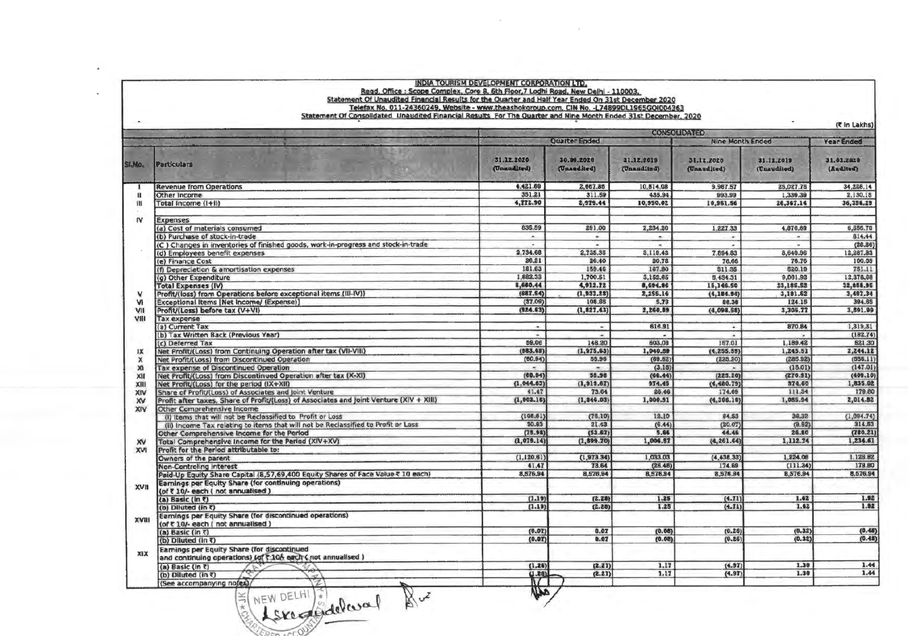**INDIA TOURISM DEVELOPMENT CORPORATION LTD.**

Regd. Office : Scope Complex, Core 8, 6th Floor,7 Lodhi Road, New Delhi - 110003.

Statement Of Unaudited Financial Results for the Quarter and Half Year Ended On 31st December 2020

Telefax No. 011-24360249, Website - www.theashokgroup.com, CIN No. -L74899DL1965GOI004363

Statement Of Consolidated Unaudited Financial Results For The Quarter and Nine Month Ended 31st December, 2020

(₹ In Lakhs)

| | | CONSOLIDATED | | | | | |
|---|---|---|---|---|---|---|---|
| | | Quarter Ended | | | Nine Month Ended | | Year Ended |
| Sl.No. | Particulars | 31.12.2020 (Unaudited) | 30.09.2020 (Unaudited) | 31.12.2019 (Unaudited) | 31.12.2020 (Unaudited) | 31.12.2019 (Unaudited) | 31.03.2020 (Audited) |
| I | Revenue from Operations | 4,421.69 | 2,667.85 | 10,514.08 | 9,967.57 | 25,027.75 | 34,226.14 |
| II | Other Income | 351.21 | 311.59 | 435.94 | 993.99 | 1,339.39 | 2,130.15 |
| III | Total Income (I+II) | 4,772.90 | 2,979.44 | 10,950.02 | 10,961.56 | 26,367.14 | 36,356.29 |
| IV | Expenses | | | | | | |
| | (a) Cost of materials consumed | 835.59 | 291.00 | 2,234.20 | 1,227.33 | 4,876.69 | 6,586.70 |
| | (b) Purchase of stock-in-trade | - | - | - | - | - | 814.44 |
| | (C ) Changes in inventories of finished goods, work-in-progress and stock-in-trade | - | - | - | - | - | (26.86) |
| | (d) Employees benefit expenses | 2,734.68 | 2,735.35 | 3,119.43 | 7,894.63 | 8,649.96 | 12,287.83 |
| | (e) Finance Cost | 26.21 | 26.40 | 30.78 | 76.66 | 76.76 | 100.05 |
| | (f) Depreciation & amortisation expenses | 181.63 | 159.46 | 167.80 | 511.35 | 520.19 | 751.11 |
| | (g) Other Expenditure | 1,882.33 | 1,700.51 | 3,152.65 | 5,436.31 | 9,061.93 | 12,376.88 |
| | Total Expenses (IV) | 5,660.44 | 4,912.72 | 8,694.86 | 15,146.50 | 23,185.52 | 32,658.95 |
| V | Profit/(loss) from Operations before exceptional items (III-IV)) | (887.54) | (1,933.28) | 2,255.16 | (4,184.94) | 3,181.62 | 3,497.34 |
| VI | Exceptional Items [Net Income/ (Expense)] | (37.09) | 105.85 | 5.73 | 86.36 | 124.15 | 394.65 |
| VII | Profit/(Loss) before tax (V+VI) | (924.63) | (1,827.43) | 2,260.89 | (4,098.58) | 3,305.77 | 3,891.99 |
| VIII | Tax expense | | | | | | |
| | (a) Current Tax | - | - | 616.91 | - | 870.84 | 1,319.31 |
| | (b) Tax Written Back (Previous Year) | - | - | - | - | - | (182.74) |
| | (c) Deferred Tax | 59.06 | 148.20 | 603.09 | 157.01 | 1,189.42 | 521.30 |
| IX | Net Profit/(Loss) from Continuing Operation after tax (VII-VIII) | (983.69) | (1,975.63) | 1,040.89 | (4,255.59) | 1,245.51 | 2,244.12 |
| X | Net Profit/(Loss) from Discontinued Operation | (60.94) | 55.96 | (69.62) | (225.20) | (285.92) | (556.11) |
| XI | Tax expense of Discontinued Operation | - | - | (3.18) | - | (15.01) | (147.01) |
| XII | Net Profit/(Loss) from Discontinued Operation after tax (X-XI) | (60.94) | 55.96 | (66.44) | (225.20) | (270.91) | (409.10) |
| XIII | Net Profit/(Loss) for the period (IX+XII) | (1,044.63) | (1,919.67) | 974.45 | (4,480.79) | 974.60 | 1,835.02 |
| XIV | Share of Profit/(Loss) of Associates and Joint Venture | 41.47 | 73.64 | 26.46 | 174.69 | 111.34 | 179.80 |
| XV | Profit after taxes, Share of Profit/(Loss) of Associates and Joint Venture (XIV + XIII) | (1,003.16) | (1,846.03) | 1,000.91 | (4,306.10) | 1,085.94 | 2,014.82 |
| XIV | Other Comprehensive Income | | | | | | |
| | (i) Items that will not be Reclassified to Profit or Loss | (106.81) | (75.10) | 12.10 | 64.53 | 36.32 | (1,094.74) |
| | (ii) Income Tax relating to items that will not be Reclassified to Profit or Loss | 30.83 | 21.43 | (6.44) | (20.07) | (9.52) | 314.53 |
| | Other Comprehensive Income for the Period | (75.98) | (53.67) | 5.66 | 44.46 | 26.80 | (780.21) |
| XV | Total Comprehensive Income for the Period (XIV+XV) | (1,079.14) | (1,899.70) | 1,006.57 | (4,261.64) | 1,112.74 | 1,234.61 |
| XVI | Profit for the Period attributable to: | | | | | | |
| | Owners of the parent | (1,120.61) | (1,973.34) | 1,033.03 | (4,436.33) | 1,224.08 | 1,125.82 |
| | Non-Controling Interest | 41.47 | 73.64 | (26.46) | 174.69 | (111.34) | 179.80 |
| | Paid-Up Equity Share Capital (8,57,69,400 Equity Shares of Face Value ₹ 10 each) | 8,576.94 | 8,576.94 | 8,576.94 | 8,576.94 | 8,576.94 | 8,576.94 |
| XVII | Earnings per Equity Share (for continuing operations) (of ₹ 10/- each ( not annualised ) | | | | | | |
| | (a) Basic (in ₹) | (1.19) | (2.28) | 1.25 | (4.71) | 1.62 | 1.92 |
| | (b) Diluted (in ₹) | (1.19) | (2.28) | 1.25 | (4.71) | 1.62 | 1.92 |
| XVIII | Earnings per Equity Share (for discontinued operations) (of ₹ 10/- each ( not annualised ) | | | | | | |
| | (a) Basic (in ₹) | (0.07) | 0.07 | (0.08) | (0.26) | (0.32) | (0.48) |
| | (b) Diluted (in ₹) | (0.07) | 0.07 | (0.08) | (0.26) | (0.32) | (0.48) |
| XIX | Earnings per Equity Share (for discontinued and continuing operations) (of ₹ 10/- each ( not annualised ) | | | | | | |
| | (a) Basic (in ₹) | (1.26) | (2.21) | 1.17 | (4.97) | 1.30 | 1.44 |
| | (b) Diluted (in ₹) | (1.26) | (2.21) | 1.17 | (4.97) | 1.30 | 1.44 |
| | (See accompanying notes) | | | | | | |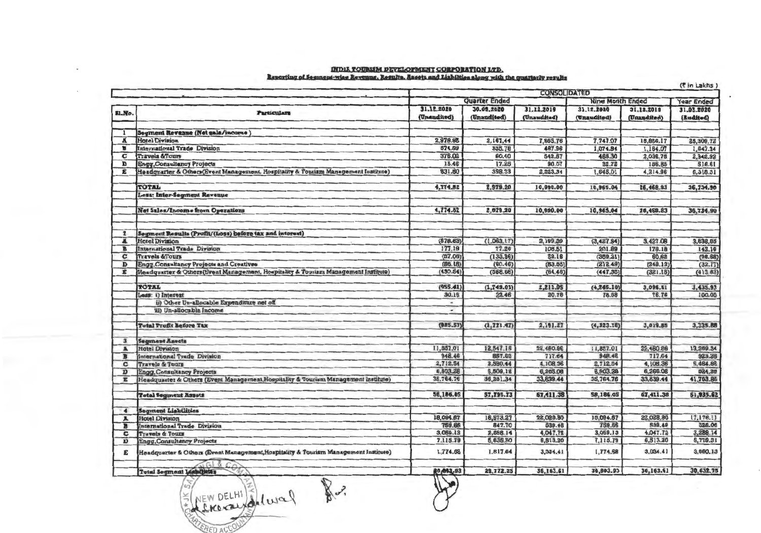**INDIA TOURISM DEVELOPMENT CORPORATION LTD.**

**Reporting of Segment-wise Revenue, Results, Assets and Liabilities along with the quarterly results**

(₹ in Lakhs)

| Sl.No. | Particulars | CONSOLIDATED | | | | | |
|---|---|---|---|---|---|---|---|
| | | Quarter Ended | | | Nine Month Ended | | Year Ended |
| | | 31.12.2020 (Unaudited) | 30.09.2020 (Unaudited) | 31.12.2019 (Unaudited) | 31.12.2020 (Unaudited) | 31.12.2019 (Unaudited) | 31.03.2020 (Audited) |
| 1 | **Segment Revenue (Net sale/income)** | | | | | | |
| A | Hotel Division | 2,978.95 | 2,167.44 | 7,565.76 | 7,747.07 | 18,854.17 | 25,309.72 |
| B | International Trade Division | 574.59 | 335.78 | 487.96 | 1,074.84 | 1,164.07 | 1,647.34 |
| C | Travels &Tours | 376.02 | 60.40 | 542.87 | 465.30 | 2,036.76 | 2,342.92 |
| D | Engg,Consultancy Projects | 15.46 | 17.25 | 90.07 | 32.72 | 186.85 | 816.61 |
| E | Headquarter & Others(Event Management, Hospitality & Tourism Management Institute) | 831.80 | 398.33 | 2,223.34 | 1,645.01 | 4,214.96 | 6,618.31 |
| | **TOTAL** | 4,774.82 | 2,979.20 | 10,990.00 | 10,965.04 | 26,456.83 | 36,734.90 |
| | **Less: Inter-Segment Revenue** | | | | | | |
| | **Net Sales/Income from Operations** | 4,774.82 | 2,979.20 | 10,990.00 | 10,965.04 | 26,456.83 | 36,734.90 |
| 2 | **Segment Results (Profit/(Loss) before tax and interest)** | | | | | | |
| A | Hotel Division | (678.63) | (1,063.17) | 2,199.39 | (3,427.84) | 3,427.08 | 3,838.85 |
| B | International Trade Division | 177.19 | 77.26 | 108.51 | 201.89 | 179.18 | 142.19 |
| C | Travels &Tours | (37.09) | (133.36) | 59.18 | (359.21) | 60.62 | (98.66) |
| D | Engg,Consultancy Projects and Creatives | (86.18) | (60.46) | (83.63) | (212.49) | (248.12) | (32.77) |
| E | Headquarter & Others(Event Management, Hospitality & Tourism Management Institute) | (430.54) | (568.66) | (64.46) | (447.35) | (321.15) | (413.63) |
| | **TOTAL** | (955.41) | (1,749.01) | 2,212.05 | (4,245.10) | 3,096.61 | 3,435.93 |
| | Less: i) Interest | 30.16 | 22.46 | 20.78 | 78.06 | 76.76 | 100.05 |
| | ii) Other Un-allocable Expenditure net off | - | | | | | |
| | iii) Un-allocable Income | - | | | | | |
| | **Total Profit Before Tax** | (985.57) | (1,771.47) | 2,191.27 | (4,323.16) | 3,019.85 | 3,335.88 |
| 3 | **Segment Assets** | | | | | | |
| A | Hotel Division | 11,857.01 | 12,547.16 | 22,480.86 | 11,857.01 | 22,480.86 | 13,259.34 |
| B | International Trade Division | 948.46 | 857.62 | 717.64 | 948.46 | 717.64 | 923.38 |
| C | Travels & Tours | 2,712.54 | 3,590.44 | 4,108.36 | 2,712.54 | 4,108.36 | 5,484.86 |
| D | Engg,Consultancy Projects | 6,903.28 | 5,509.18 | 6,265.08 | 6,903.28 | 6,265.08 | 524.39 |
| E | Headquarter & Others (Event Management,Hospitality & Tourism Management Institute) | 35,764.76 | 36,281.34 | 33,839.44 | 35,764.76 | 33,839.44 | 41,763.85 |
| | **Total Segment Assets** | 58,186.05 | 57,785.73 | 67,411.38 | 58,186.05 | 67,411.38 | 61,955.62 |
| 4 | **Segment Liabilities** | | | | | | |
| A | Hotel Division | 18,094.67 | 16,573.27 | 22,028.80 | 18,094.67 | 22,028.80 | 17,176.11 |
| B | International Trade Division | 759.66 | 847.70 | 539.48 | 759.66 | 539.48 | 328.06 |
| C | Travels & Tours | 3,059.13 | 2,888.14 | 4,047.72 | 3,059.13 | 4,047.72 | 3,288.14 |
| D | Engg,Consultancy Projects | 7,115.79 | 5,635.50 | 6,513.20 | 7,115.79 | 6,513.20 | 5,719.31 |
| E | Headquarter & Others (Event Management,Hospitality & Tourism Management Institute) | 1,774.68 | 1,817.64 | 3,034.41 | 1,774.68 | 3,034.41 | 3,660.13 |
| | **Total Segment Liabilities** | 30,803.93 | 27,772.25 | 36,163.61 | 30,803.93 | 36,163.61 | 30,632.75 |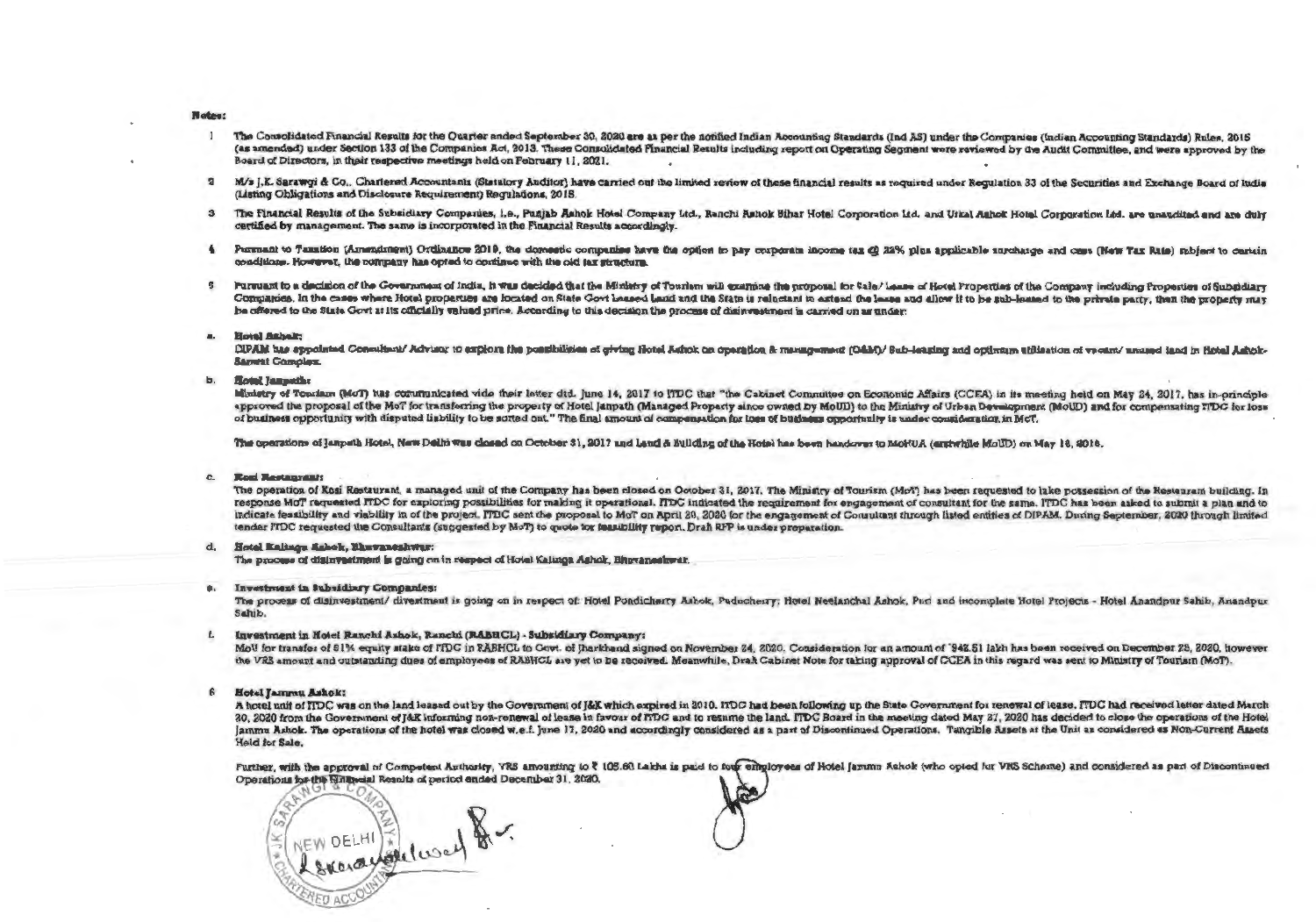**Notes:**

1. The Consolidated Financial Results for the Quarter ended September 30, 2020 are as per the notified Indian Accounting Standards (Ind AS) under the Companies (Indian Accounting Standards) Rules, 2015 (as amended) under Section 133 of the Companies Act, 2013. These Consolidated Financial Results including report on Operating Segment were reviewed by the Audit Committee, and were approved by the Board of Directors, in their respective meetings held on February 11, 2021.

2. M/s J.K. Sarawgi & Co., Chartered Accountants (Statutory Auditor) have carried out the limited review of these financial results as required under Regulation 33 of the Securities and Exchange Board of India (Listing Obligations and Disclosure Requirement) Regulations, 2015.

3. The Financial Results of the Subsidiary Companies, i.e., Punjab Ashok Hotel Company Ltd., Ranchi Ashok Bihar Hotel Corporation Ltd. and Utkal Ashok Hotel Corporation Ltd. are unaudited and are duly certified by management. The same is incorporated in the Financial Results accordingly.

4. Pursuant to Taxation (Amendment) Ordinance 2019, the domestic companies have the option to pay corporate income tax @ 22% plus applicable surcharge and cess (New Tax Rate) subject to certain conditions. However, the company has opted to continue with the old tax structure.

5. Pursuant to a decision of the Government of India, it was decided that the Ministry of Tourism will examine the proposal for Sale/ Lease of Hotel Properties of the Company including Properties of Subsidiary Companies. In the cases where Hotel properties are located on State Govt leased Land and the State is reluctant to extend the lease and allow it to be sub-leased to the private party, then the property may be offered to the State Govt at its officially valued price. According to this decision the process of disinvestment is carried on as under:

   a. **Hotel Ashok:**
   DIPAM has appointed Consultant/ Advisor to explore the possibilities of giving Hotel Ashok on operation & management (O&M)/ Sub-leasing and optimum utilisation of vacant/ unused land in Hotel Ashok-Samrat Complex.

   b. **Hotel Janpath:**
   Ministry of Tourism (MoT) has communicated vide their letter dtd. June 14, 2017 to ITDC that "the Cabinet Committee on Economic Affairs (CCEA) in its meeting held on May 24, 2017, has in-principle approved the proposal of the MoT for transferring the property of Hotel Janpath (Managed Property since owned by MoUD) to the Ministry of Urban Development (MoUD) and for compensating ITDC for loss of business opportunity with disputed liability to be sorted out." The final amount of compensation for loss of business opportunity is under consideration in MoT.

   The operations of Janpath Hotel, New Delhi was closed on October 31, 2017 and Land & Building of the Hotel has been handover to MoHUA (erstwhile MoUD) on May 16, 2018.

   c. **Kosi Restaurant:**
   The operation of Kosi Restaurant, a managed unit of the Company has been closed on October 31, 2017. The Ministry of Tourism (MoT) has been requested to take possession of the Restaurant building. In response MoT requested ITDC for exploring possibilities for making it operational. ITDC indicated the requirement for engagement of consultant for the same. ITDC has been asked to submit a plan and to indicate feasibility and viability in of the project. ITDC sent the proposal to MoT on April 20, 2020 for the engagement of Consultant through listed entities of DIPAM. During September, 2020 through limited tender ITDC requested the Consultants (suggested by MoT) to quote for feasibility report. Draft RFP is under preparation.

   d. **Hotel Kalinga Ashok, Bhubaneshwar:**
   The process of disinvestment is going on in respect of Hotel Kalinga Ashok, Bhubaneshwar.

   e. **Investment in Subsidiary Companies:**
   The process of disinvestment/ divestment is going on in respect of: Hotel Pondicherry Ashok, Puducherry; Hotel Neelanchal Ashok, Puri and incomplete Hotel Projects - Hotel Anandpur Sahib, Anandpur Sahib.

   f. **Investment in Hotel Ranchi Ashok, Ranchi (RABHCL) - Subsidiary Company:**
   MoU for transfer of 51% equity stake of ITDC in RABHCL to Govt. of Jharkhand signed on November 24, 2020. Consideration for an amount of `942.51 lakh has been received on December 28, 2020, however the VRS amount and outstanding dues of employees of RABHCL are yet to be received. Meanwhile, Draft Cabinet Note for taking approval of CCEA in this regard was sent to Ministry of Tourism (MoT).

6. **Hotel Jammu Ashok:**
   A hotel unit of ITDC was on the land leased out by the Government of J&K which expired in 2010. ITDC had been following up the State Government for renewal of lease. ITDC had received letter dated March 30, 2020 from the Government of J&K informing non-renewal of lease in favour of ITDC and to resume the land. ITDC Board in the meeting dated May 27, 2020 has decided to close the operations of the Hotel Jammu Ashok. The operations of the hotel was closed w.e.f. June 17, 2020 and accordingly considered as a part of Discontinued Operations. Tangible Assets at the Unit as considered as Non-Current Assets Held for Sale.

   Further, with the approval of Competent Authority, VRS amounting to ₹ 105.60 Lakhs is paid to four employees of Hotel Jammu Ashok (who opted for VRS Scheme) and considered as part of Discontinued Operations for the Financial Results of period ended December 31, 2020.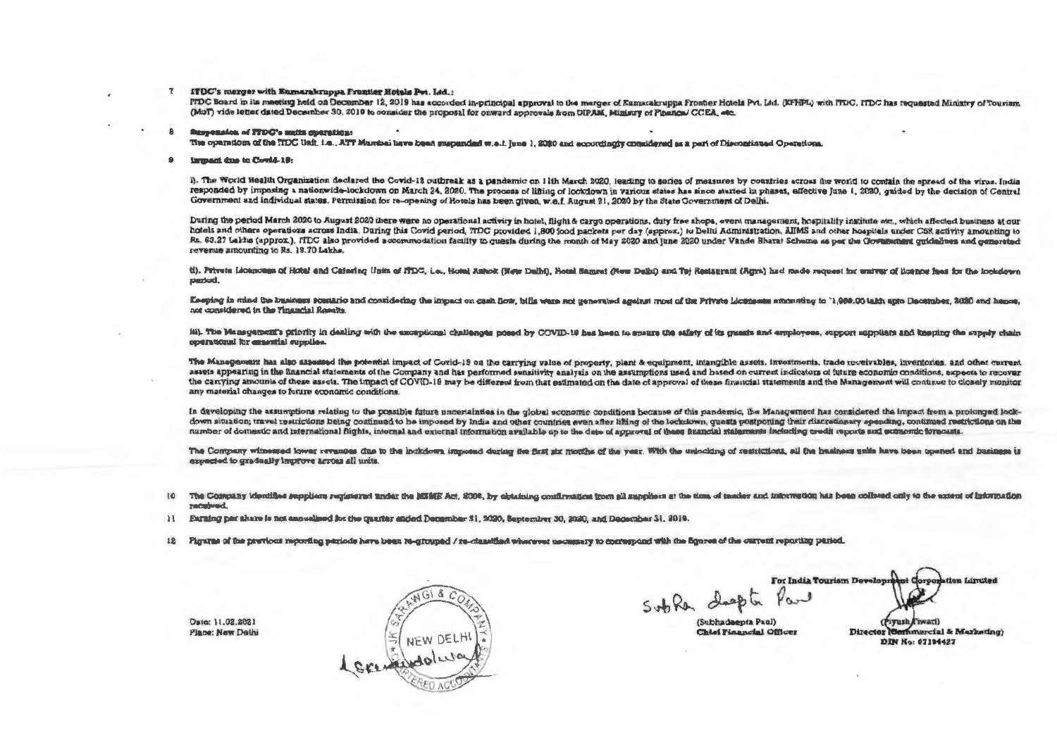7 **ITDC's merger with Kumarakruppa Frontier Hotels Pvt. Ltd.:**
ITDC Board in its meeting held on December 12, 2019 has accorded in-principal approval to the merger of Kumarakruppa Frontier Hotels Pvt. Ltd. (KFHPL) with ITDC. ITDC has requested Ministry of Tourism (MoT) vide letter dated December 30, 2019 to consider the proposal for onward approvals from DIPAM, Ministry of Finance/ CCEA, etc.

8 **Suspension of ITDC's units operation:**
The operations of the ITDC Unit, i.e., ATT Mumbai have been suspended w.e.f. June 1, 2020 and accordingly considered as a part of Discontinued Operations.

9 **Impact due to Covid-19:**

i). The World Health Organization declared the Covid-19 outbreak as a pandemic on 11th March 2020, leading to series of measures by countries across the world to contain the spread of the virus. India responded by imposing a nationwide-lockdown on March 24, 2020. The process of lifting of lockdown in various states has since started in phases, effective June 1, 2020, guided by the decision of Central Government and individual states. Permission for re-opening of Hotels has been given, w.e.f. August 21, 2020 by the State Government of Delhi.

During the period March 2020 to August 2020 there were no operational activity in hotel, flight & cargo operations, duty free shops, event management, hospitality institute etc., which affected business at our hotels and others operations across India. During this Covid period, ITDC provided 1,800 food packets per day (approx.) to Delhi Administration, AIIMS and other hospitals under CSR activity amounting to Rs. 63.27 Lakhs (approx.). ITDC also provided accommodation facility to guests during the month of May 2020 and June 2020 under Vande Bharat Scheme as per the Government guidelines and generated revenue amounting to Rs. 19.70 Lakhs.

ii). Private Licencees of Hotel and Catering Units of ITDC, i.e., Hotel Ashok (New Delhi), Hotel Samrat (New Delhi) and Taj Restaurant (Agra) had made request for waiver of licence fees for the lockdown period.

Keeping in mind the business scenario and considering the impact on cash flow, bills were not generated against most of the Private Licensees amounting to `1,900.00 lakh upto December, 2020 and hence, not considered in the Financial Results.

iii). The Management's priority in dealing with the exceptional challenges posed by COVID-19 has been to ensure the safety of its guests and employees, support suppliers and keeping the supply chain operational for essential supplies.

The Management has also assessed the potential impact of Covid-19 on the carrying value of property, plant & equipment, intangible assets, investments, trade receivables, inventories, and other current assets appearing in the financial statements of the Company and has performed sensitivity analysis on the assumptions used and based on current indicators of future economic conditions, expects to recover the carrying amounts of these assets. The impact of COVID-19 may be different from that estimated on the date of approval of these financial statements and the Management will continue to closely monitor any material changes to future economic conditions.

In developing the assumptions relating to the possible future uncertainties in the global economic conditions because of this pandemic, the Management has considered the impact from a prolonged lock-down situation; travel restrictions being continued to be imposed by India and other countries even after lifting of the lockdown, guests postponing their discretionary spending, continued restrictions on the number of domestic and international flights, internal and external information available up to the date of approval of these financial statements including credit reports and economic forecasts.

The Company witnessed lower revenues due to the lockdown imposed during the first six months of the year. With the unlocking of restrictions, all the business units have been opened and business is expected to gradually improve across all units.

10 The Company identifies suppliers registered under the MSME Act, 2006, by obtaining confirmation from all suppliers at the time of tender and information has been collated only to the extent of information received.

11 Earning per share is not annualised for the quarter ended December 31, 2020, September 30, 2020, and December 31, 2019.

12 Figures of the previous reporting periods have been re-grouped / re-classified wherever necessary to correspond with the figures of the current reporting period.

Date: 11.02.2021
Place: New Delhi

For India Tourism Development Corporation Limited

(Subhadeepta Paul)
Chief Financial Officer

(Piyush Tiwari)
Director (Commercial & Marketing)
DIN No: 07194427